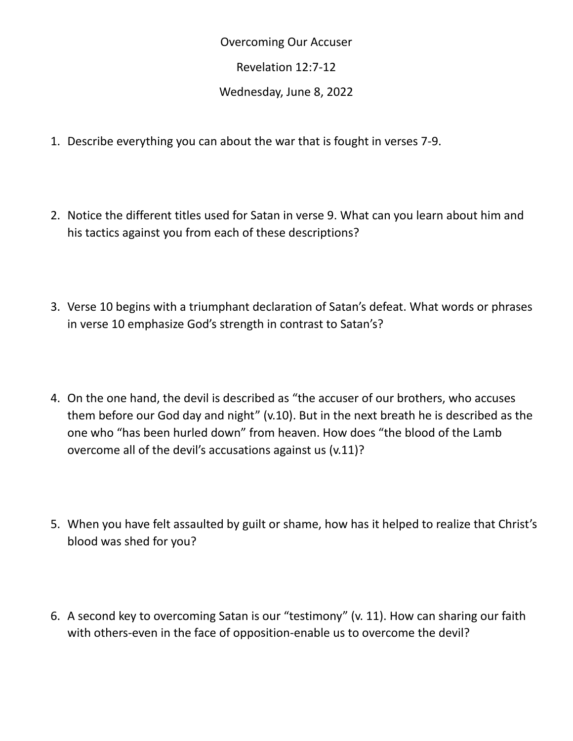# Overcoming Our Accuser

## Revelation 12:7-12

### Wednesday, June 8, 2022

1. Describe everything you can about the war that is fought in verses 7-9.

2. Notice the different titles used for Satan in verse 9. What can you learn about him and his tactics against you from each of these descriptions?

3. Verse 10 begins with a triumphant declaration of Satan's defeat. What words or phrases in verse 10 emphasize God's strength in contrast to Satan's?

4. On the one hand, the devil is described as "the accuser of our brothers, who accuses them before our God day and night" (v.10). But in the next breath he is described as the one who "has been hurled down" from heaven. How does "the blood of the Lamb overcome all of the devil's accusations against us (v.11)?

5. When you have felt assaulted by guilt or shame, how has it helped to realize that Christ's blood was shed for you?

6. A second key to overcoming Satan is our "testimony" (v. 11). How can sharing our faith with others-even in the face of opposition-enable us to overcome the devil?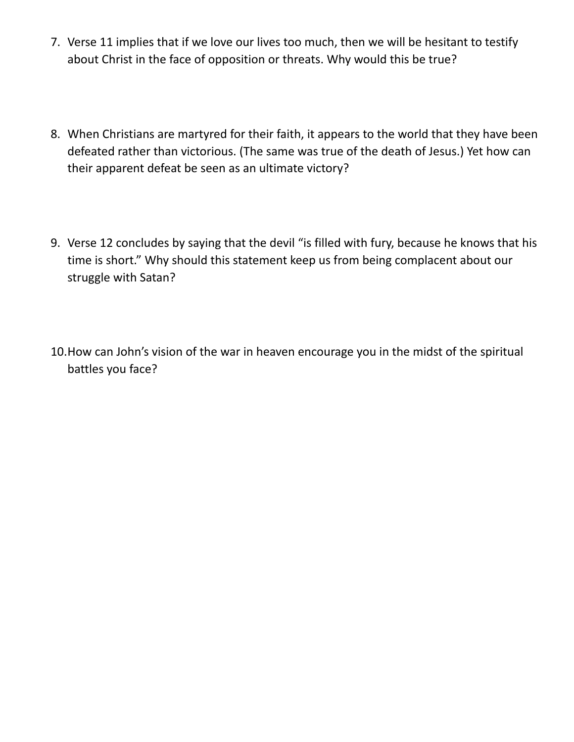7. Verse 11 implies that if we love our lives too much, then we will be hesitant to testify about Christ in the face of opposition or threats. Why would this be true?

8. When Christians are martyred for their faith, it appears to the world that they have been defeated rather than victorious. (The same was true of the death of Jesus.) Yet how can their apparent defeat be seen as an ultimate victory?

9. Verse 12 concludes by saying that the devil "is filled with fury, because he knows that his time is short." Why should this statement keep us from being complacent about our struggle with Satan?

10. How can John's vision of the war in heaven encourage you in the midst of the spiritual battles you face?